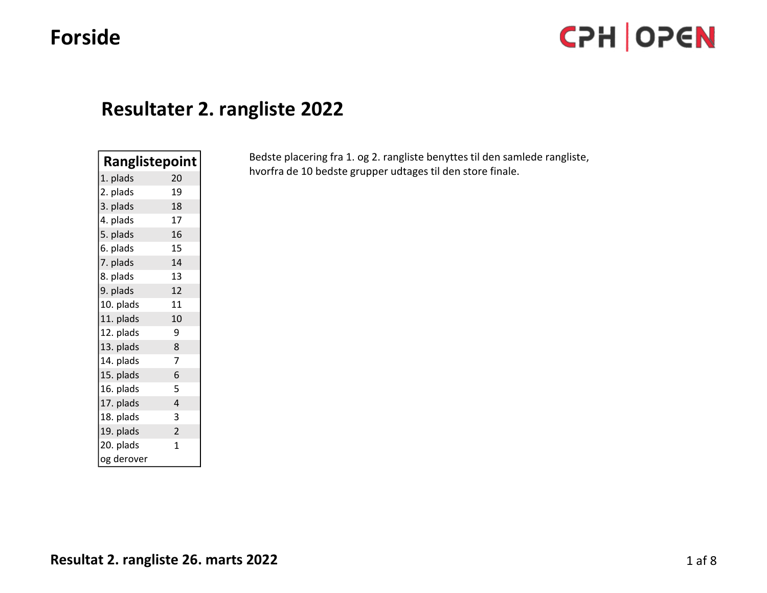# Forside

## Resultater 2. rangliste 2022

| Ranglistepoint | |
|---|---|
| 1. plads | 20 |
| 2. plads | 19 |
| 3. plads | 18 |
| 4. plads | 17 |
| 5. plads | 16 |
| 6. plads | 15 |
| 7. plads | 14 |
| 8. plads | 13 |
| 9. plads | 12 |
| 10. plads | 11 |
| 11. plads | 10 |
| 12. plads | 9 |
| 13. plads | 8 |
| 14. plads | 7 |
| 15. plads | 6 |
| 16. plads | 5 |
| 17. plads | 4 |
| 18. plads | 3 |
| 19. plads | 2 |
| 20. plads og derover | 1 |

Bedste placering fra 1. og 2. rangliste benyttes til den samlede rangliste, hvorfra de 10 bedste grupper udtages til den store finale.

**Resultat 2. rangliste 26. marts 2022**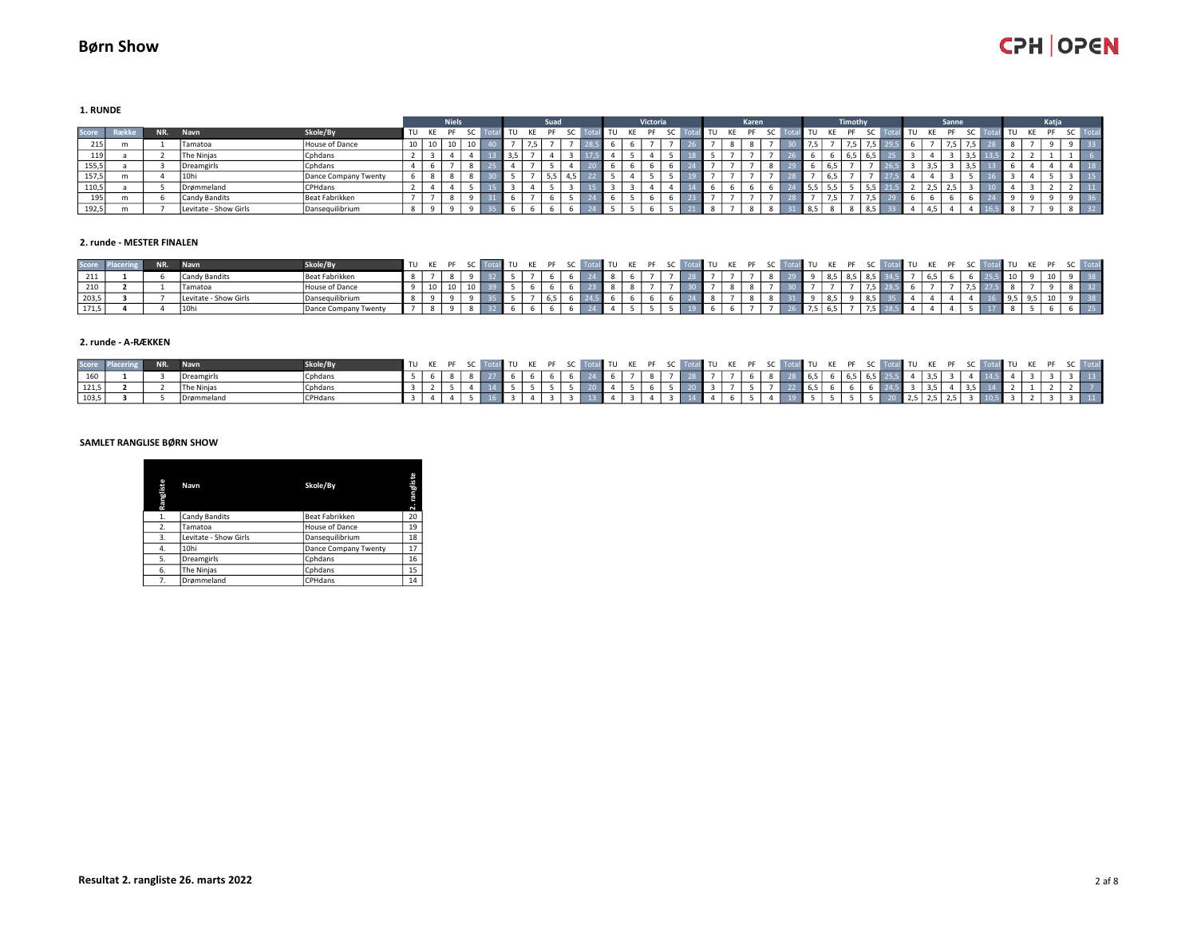# Børn Show

CPH OPEN

### 1. RUNDE

| Score | Række | NR. | Navn | Skole/By | Niels TU | KE | PF | SC | Total | Suad TU | KE | PF | SC | Total | Victoria TU | KE | PF | SC | Total | Karen TU | KE | PF | SC | Total | Timothy TU | KE | PF | SC | Total | Sanne TU | KE | PF | SC | Total | Katja TU | KE | PF | SC | Total |
|---|---|---|---|---|---|---|---|---|---|---|---|---|---|---|---|---|---|---|---|---|---|---|---|---|---|---|---|---|---|---|---|---|---|---|---|---|---|---|---|
| 215 | m | 1 | Tamatoa | House of Dance | 10 | 10 | 10 | 10 | 40 | 7 | 7,5 | 7 | 7 | 28,5 | 6 | 6 | 7 | 7 | 26 | 7 | 8 | 8 | 7 | 30 | 7,5 | 7 | 7,5 | 7,5 | 29,5 | 6 | 7 | 7,5 | 7,5 | 28 | 8 | 7 | 9 | 9 | 33 |
| 119 | a | 2 | The Ninjas | Cphdans | 2 | 3 | 4 | 4 | 13 | 3,5 | 7 | 4 | 3 | 17,5 | 4 | 5 | 4 | 5 | 18 | 5 | 7 | 7 | 7 | 26 | 6 | 6 | 6,5 | 6,5 | 25 | 3 | 4 | 3 | 3,5 | 13,5 | 2 | 2 | 1 | 1 | 6 |
| 155,5 | a | 3 | Dreamgirls | Cphdans | 4 | 6 | 7 | 8 | 25 | 4 | 7 | 5 | 4 | 20 | 6 | 6 | 6 | 6 | 24 | 7 | 7 | 7 | 8 | 29 | 6 | 6,5 | 7 | 7 | 26,5 | 3 | 3,5 | 3 | 3,5 | 13 | 6 | 4 | 4 | 4 | 18 |
| 157,5 | m | 4 | 10hi | Dance Company Twenty | 6 | 8 | 8 | 8 | 30 | 5 | 7 | 5,5 | 4,5 | 22 | 5 | 4 | 5 | 5 | 19 | 7 | 7 | 7 | 7 | 28 | 7 | 6,5 | 7 | 7 | 27,5 | 4 | 4 | 3 | 5 | 16 | 3 | 4 | 5 | 3 | 15 |
| 110,5 | a | 5 | Drømmeland | CPHdans | 2 | 4 | 4 | 5 | 15 | 3 | 4 | 5 | 3 | 15 | 3 | 3 | 4 | 4 | 14 | 6 | 6 | 6 | 6 | 24 | 5,5 | 5,5 | 5 | 5,5 | 21,5 | 2 | 2,5 | 2,5 | 3 | 10 | 4 | 3 | 2 | 2 | 11 |
| 195 | m | 6 | Candy Bandits | Beat Fabrikken | 7 | 7 | 8 | 9 | 31 | 6 | 7 | 6 | 5 | 24 | 6 | 5 | 6 | 6 | 23 | 7 | 7 | 7 | 7 | 28 | 7 | 7,5 | 7 | 7,5 | 29 | 6 | 6 | 6 | 6 | 24 | 9 | 9 | 9 | 9 | 36 |
| 192,5 | m | 7 | Levitate - Show Girls | Dansequilibrium | 8 | 9 | 9 | 9 | 35 | 6 | 6 | 6 | 6 | 24 | 5 | 5 | 6 | 5 | 21 | 8 | 7 | 8 | 8 | 31 | 8,5 | 8 | 8 | 8,5 | 33 | 4 | 4,5 | 4 | 4 | 16,5 | 8 | 7 | 9 | 8 | 32 |

### 2. runde - MESTER FINALEN

| Score | Placering | NR. | Navn | Skole/By | Niels TU | KE | PF | SC | Total | Suad TU | KE | PF | SC | Total | Victoria TU | KE | PF | SC | Total | Karen TU | KE | PF | SC | Total | Timothy TU | KE | PF | SC | Total | Sanne TU | KE | PF | SC | Total | Katja TU | KE | PF | SC | Total |
|---|---|---|---|---|---|---|---|---|---|---|---|---|---|---|---|---|---|---|---|---|---|---|---|---|---|---|---|---|---|---|---|---|---|---|---|---|---|---|---|
| 211 | 1 | 6 | Candy Bandits | Beat Fabrikken | 8 | 7 | 8 | 9 | 32 | 5 | 7 | 6 | 6 | 24 | 8 | 6 | 7 | 7 | 28 | 7 | 7 | 7 | 8 | 29 | 9 | 8,5 | 8,5 | 8,5 | 34,5 | 7 | 6,5 | 6 | 6 | 25,5 | 10 | 9 | 10 | 9 | 38 |
| 210 | 2 | 1 | Tamatoa | House of Dance | 9 | 10 | 10 | 10 | 39 | 5 | 6 | 6 | 6 | 23 | 8 | 8 | 7 | 7 | 30 | 7 | 8 | 8 | 7 | 30 | 7 | 7 | 7 | 7,5 | 28,5 | 6 | 7 | 7 | 7,5 | 27,5 | 8 | 7 | 9 | 8 | 32 |
| 203,5 | 3 | 7 | Levitate - Show Girls | Dansequilibrium | 8 | 9 | 9 | 9 | 35 | 5 | 7 | 6,5 | 6 | 24,5 | 6 | 6 | 6 | 6 | 24 | 8 | 7 | 8 | 8 | 31 | 9 | 8,5 | 9 | 8,5 | 35 | 4 | 4 | 4 | 4 | 16 | 9,5 | 9,5 | 10 | 9 | 38 |
| 171,5 | 4 | 4 | 10hi | Dance Company Twenty | 7 | 8 | 9 | 8 | 32 | 6 | 6 | 6 | 6 | 24 | 4 | 5 | 5 | 5 | 19 | 6 | 6 | 7 | 7 | 26 | 7,5 | 6,5 | 7 | 7,5 | 28,5 | 4 | 4 | 4 | 5 | 17 | 8 | 5 | 6 | 6 | 25 |

### 2. runde - A-RÆKKEN

| Score | Placering | NR. | Navn | Skole/By | Niels TU | KE | PF | SC | Total | Suad TU | KE | PF | SC | Total | Victoria TU | KE | PF | SC | Total | Karen TU | KE | PF | SC | Total | Timothy TU | KE | PF | SC | Total | Sanne TU | KE | PF | SC | Total | Katja TU | KE | PF | SC | Total |
|---|---|---|---|---|---|---|---|---|---|---|---|---|---|---|---|---|---|---|---|---|---|---|---|---|---|---|---|---|---|---|---|---|---|---|---|---|---|---|---|
| 160 | 1 | 3 | Dreamgirls | Cphdans | 5 | 6 | 8 | 8 | 27 | 6 | 6 | 6 | 6 | 24 | 6 | 7 | 8 | 7 | 28 | 7 | 7 | 6 | 8 | 28 | 6,5 | 6 | 6,5 | 6,5 | 25,5 | 4 | 3,5 | 3 | 4 | 14,5 | 4 | 3 | 3 | 3 | 13 |
| 121,5 | 2 | 2 | The Ninjas | Cphdans | 3 | 2 | 5 | 4 | 14 | 5 | 5 | 5 | 5 | 20 | 4 | 5 | 6 | 5 | 20 | 3 | 7 | 5 | 7 | 22 | 6,5 | 6 | 6 | 6 | 24,5 | 3 | 3,5 | 4 | 3,5 | 14 | 2 | 1 | 2 | 2 | 7 |
| 103,5 | 3 | 5 | Drømmeland | CPHdans | 3 | 4 | 4 | 5 | 16 | 3 | 4 | 3 | 3 | 13 | 4 | 3 | 4 | 3 | 14 | 4 | 6 | 5 | 4 | 19 | 5 | 5 | 5 | 5 | 20 | 2,5 | 2,5 | 2,5 | 3 | 10,5 | 3 | 2 | 3 | 3 | 11 |

### SAMLET RANGLISTE BØRN SHOW

| Rangliste | Navn | Skole/By | 2. rangliste |
|---|---|---|---|
| 1. | Candy Bandits | Beat Fabrikken | 20 |
| 2. | Tamatoa | House of Dance | 19 |
| 3. | Levitate - Show Girls | Dansequilibrium | 18 |
| 4. | 10hi | Dance Company Twenty | 17 |
| 5. | Dreamgirls | Cphdans | 16 |
| 6. | The Ninjas | Cphdans | 15 |
| 7. | Drømmeland | CPHdans | 14 |

**Resultat 2. rangliste 26. marts 2022**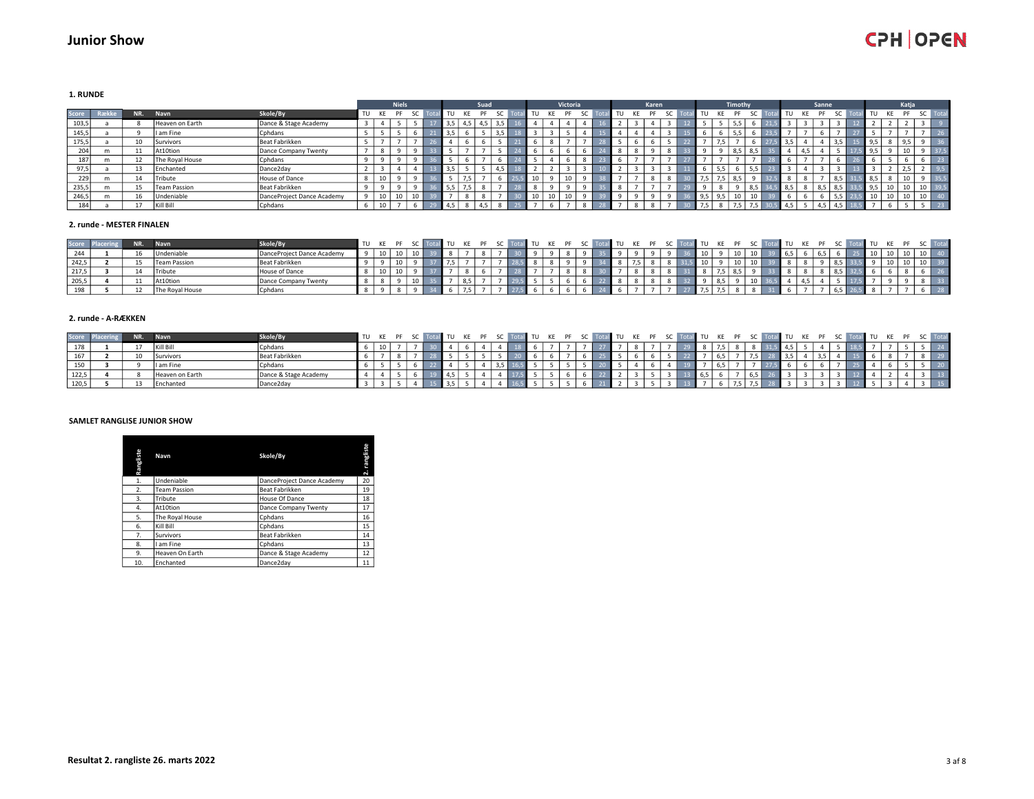# Junior Show

## 1. RUNDE

| | | | | | Niels | | | | | Suad | | | | | Victoria | | | | | Karen | | | | | Timothy | | | | | Sanne | | | | | Katja | | | | |
|---|---|---|---|---|---|---|---|---|---|---|---|---|---|---|---|---|---|---|---|---|---|---|---|---|---|---|---|---|---|---|---|---|---|---|---|---|---|---|---|
| Score | Række | NR. | Navn | Skole/By | TU | KE | PF | SC | Total | TU | KE | PF | SC | Total | TU | KE | PF | SC | Total | TU | KE | PF | SC | Total | TU | KE | PF | SC | Total | TU | KE | PF | SC | Total | TU | KE | PF | SC | Total |
| 103,5 | a | 8 | Heaven on Earth | Dance & Stage Academy | 3 | 4 | 5 | 5 | 17 | 3,5 | 4,5 | 4,5 | 3,5 | 16 | 4 | 4 | 4 | 4 | 16 | 2 | 3 | 4 | 3 | 12 | 5 | 5 | 5,5 | 6 | 21,5 | 3 | 3 | 3 | 3 | 12 | 2 | 2 | 2 | 3 | 9 |
| 145,5 | a | 9 | I am Fine | Cphdans | 5 | 5 | 5 | 6 | 21 | 3,5 | 6 | 5 | 3,5 | 18 | 3 | 3 | 5 | 4 | 15 | 4 | 4 | 4 | 3 | 15 | 6 | 6 | 5,5 | 6 | 23,5 | 7 | 7 | 6 | 7 | 27 | 5 | 7 | 7 | 7 | 26 |
| 175,5 | a | 10 | Survivors | Beat Fabrikken | 5 | 7 | 7 | 7 | 26 | 4 | 6 | 6 | 5 | 21 | 6 | 8 | 7 | 7 | 28 | 5 | 6 | 6 | 5 | 22 | 7 | 7,5 | 7 | 6 | 27,5 | 3,5 | 4 | 4 | 3,5 | 15 | 9,5 | 8 | 9,5 | 9 | 36 |
| 204 | m | 11 | At10tion | Dance Company Twenty | 7 | 8 | 9 | 9 | 33 | 5 | 7 | 7 | 5 | 24 | 6 | 6 | 6 | 6 | 24 | 8 | 8 | 9 | 8 | 33 | 9 | 9 | 8,5 | 8,5 | 35 | 4 | 4,5 | 4 | 5 | 17,5 | 9,5 | 9 | 10 | 9 | 37,5 |
| 187 | m | 12 | The Royal House | Cphdans | 9 | 9 | 9 | 9 | 36 | 5 | 6 | 7 | 6 | 24 | 5 | 4 | 6 | 8 | 23 | 6 | 7 | 7 | 7 | 27 | 7 | 7 | 7 | 7 | 28 | 6 | 7 | 7 | 6 | 26 | 6 | 5 | 6 | 6 | 23 |
| 97,5 | a | 13 | Enchanted | Dance2day | 2 | 3 | 4 | 4 | 13 | 3,5 | 5 | 5 | 4,5 | 18 | 2 | 2 | 3 | 3 | 10 | 2 | 3 | 3 | 3 | 11 | 6 | 5,5 | 6 | 5,5 | 23 | 3 | 4 | 3 | 3 | 13 | 3 | 2 | 2,5 | 2 | 9,5 |
| 229 | m | 14 | Tribute | House of Dance | 8 | 10 | 9 | 9 | 36 | 5 | 7,5 | 7 | 6 | 25,5 | 10 | 9 | 10 | 9 | 38 | 7 | 7 | 8 | 8 | 30 | 7,5 | 7,5 | 8,5 | 9 | 32,5 | 8 | 8 | 7 | 8,5 | 31,5 | 8,5 | 8 | 10 | 9 | 35,5 |
| 235,5 | m | 15 | Team Passion | Beat Fabrikken | 9 | 9 | 9 | 9 | 36 | 5,5 | 7,5 | 8 | 7 | 28 | 8 | 9 | 9 | 9 | 35 | 8 | 7 | 7 | 7 | 29 | 9 | 8 | 9 | 8,5 | 34,5 | 8,5 | 8 | 8,5 | 8,5 | 33,5 | 9,5 | 10 | 10 | 10 | 39,5 |
| 246,5 | m | 16 | Undeniable | DanceProject Dance Academy | 9 | 10 | 10 | 10 | 39 | 7 | 8 | 8 | 7 | 30 | 10 | 10 | 10 | 9 | 39 | 9 | 9 | 9 | 9 | 36 | 9,5 | 9,5 | 10 | 10 | 39 | 6 | 6 | 6 | 5,5 | 23,5 | 10 | 10 | 10 | 10 | 40 |
| 184 | a | 17 | Kill Bill | Cphdans | 6 | 10 | 7 | 6 | 29 | 4,5 | 8 | 4,5 | 8 | 25 | 7 | 6 | 7 | 8 | 28 | 7 | 8 | 8 | 7 | 30 | 7,5 | 8 | 7,5 | 7,5 | 30,5 | 4,5 | 5 | 4,5 | 4,5 | 18,5 | 7 | 6 | 5 | 5 | 23 |

## 2. runde - MESTER FINALEN

| | | | | | Niels | | | | | Suad | | | | | Victoria | | | | | Karen | | | | | Timothy | | | | | Sanne | | | | | Katja | | | | |
|---|---|---|---|---|---|---|---|---|---|---|---|---|---|---|---|---|---|---|---|---|---|---|---|---|---|---|---|---|---|---|---|---|---|---|---|---|---|---|---|
| Score | Placering | NR. | Navn | Skole/By | TU | KE | PF | SC | Total | TU | KE | PF | SC | Total | TU | KE | PF | SC | Total | TU | KE | PF | SC | Total | TU | KE | PF | SC | Total | TU | KE | PF | SC | Total | TU | KE | PF | SC | Total |
| 244 | 1 | 16 | Undeniable | DanceProject Dance Academy | 9 | 10 | 10 | 10 | 39 | 8 | 7 | 8 | 7 | 30 | 9 | 9 | 8 | 9 | 35 | 9 | 9 | 9 | 9 | 36 | 10 | 9 | 10 | 10 | 39 | 6,5 | 6 | 6,5 | 6 | 25 | 10 | 10 | 10 | 10 | 40 |
| 242,5 | 2 | 15 | Team Passion | Beat Fabrikken | 9 | 9 | 10 | 9 | 37 | 7,5 | 7 | 7 | 7 | 28,5 | 8 | 8 | 9 | 9 | 34 | 8 | 7,5 | 8 | 8 | 31,5 | 10 | 9 | 10 | 10 | 39 | 8 | 8 | 9 | 8,5 | 33,5 | 9 | 10 | 10 | 10 | 39 |
| 217,5 | 3 | 14 | Tribute | House of Dance | 8 | 10 | 10 | 9 | 37 | 7 | 8 | 6 | 7 | 28 | 7 | 7 | 8 | 8 | 30 | 7 | 8 | 8 | 8 | 31 | 8 | 7,5 | 8,5 | 9 | 33 | 8 | 8 | 8 | 8,5 | 32,5 | 6 | 6 | 8 | 6 | 26 |
| 205,5 | 4 | 11 | At10tion | Dance Company Twenty | 8 | 8 | 9 | 10 | 35 | 7 | 8,5 | 7 | 7 | 29,5 | 5 | 5 | 6 | 6 | 22 | 8 | 8 | 8 | 8 | 32 | 9 | 8,5 | 9 | 10 | 36,5 | 4 | 4,5 | 4 | 5 | 17,5 | 7 | 9 | 9 | 8 | 33 |
| 198 | 5 | 12 | The Royal House | Cphdans | 8 | 9 | 8 | 9 | 34 | 6 | 7,5 | 7 | 7 | 27,5 | 6 | 6 | 6 | 6 | 24 | 6 | 7 | 7 | 7 | 27 | 7,5 | 7,5 | 8 | 8 | 31 | 6 | 7 | 7 | 6,5 | 26,5 | 8 | 7 | 7 | 6 | 28 |

## 2. runde - A-RÆKKEN

| | | | | | Niels | | | | | Suad | | | | | Victoria | | | | | Karen | | | | | Timothy | | | | | Sanne | | | | | Katja | | | | |
|---|---|---|---|---|---|---|---|---|---|---|---|---|---|---|---|---|---|---|---|---|---|---|---|---|---|---|---|---|---|---|---|---|---|---|---|---|---|---|---|
| Score | Placering | NR. | Navn | Skole/By | TU | KE | PF | SC | Total | TU | KE | PF | SC | Total | TU | KE | PF | SC | Total | TU | KE | PF | SC | Total | TU | KE | PF | SC | Total | TU | KE | PF | SC | Total | TU | KE | PF | SC | Total |
| 178 | 1 | 17 | Kill Bill | Cphdans | 6 | 10 | 7 | 7 | 30 | 4 | 6 | 4 | 4 | 18 | 6 | 7 | 7 | 7 | 27 | 7 | 8 | 7 | 7 | 29 | 8 | 7,5 | 8 | 8 | 31,5 | 4,5 | 5 | 4 | 5 | 18,5 | 7 | 7 | 5 | 5 | 24 |
| 167 | 2 | 10 | Survivors | Beat Fabrikken | 6 | 7 | 8 | 7 | 28 | 5 | 5 | 5 | 5 | 20 | 6 | 6 | 7 | 6 | 25 | 5 | 6 | 6 | 5 | 22 | 7 | 6,5 | 7 | 7,5 | 28 | 3,5 | 4 | 3,5 | 4 | 15 | 6 | 8 | 7 | 8 | 29 |
| 150 | 3 | 9 | I am Fine | Cphdans | 6 | 5 | 5 | 6 | 22 | 4 | 5 | 4 | 3,5 | 16,5 | 5 | 5 | 5 | 5 | 20 | 5 | 4 | 6 | 4 | 19 | 7 | 6,5 | 7 | 7 | 27,5 | 6 | 6 | 6 | 7 | 25 | 4 | 6 | 5 | 5 | 20 |
| 122,5 | 4 | 8 | Heaven on Earth | Dance & Stage Academy | 4 | 4 | 5 | 6 | 19 | 4,5 | 5 | 4 | 4 | 17,5 | 5 | 5 | 6 | 6 | 22 | 2 | 3 | 5 | 3 | 13 | 6,5 | 6 | 7 | 6,5 | 26 | 3 | 3 | 3 | 3 | 12 | 4 | 2 | 4 | 3 | 13 |
| 120,5 | 5 | 13 | Enchanted | Dance2day | 3 | 3 | 5 | 4 | 15 | 3,5 | 5 | 4 | 4 | 16,5 | 5 | 5 | 5 | 6 | 21 | 2 | 3 | 5 | 3 | 13 | 7 | 6 | 7,5 | 7,5 | 28 | 3 | 3 | 3 | 3 | 12 | 5 | 3 | 4 | 3 | 15 |

## SAMLET RANGLISTE JUNIOR SHOW

| Rangliste | Navn | Skole/By | 2. rangliste |
|---|---|---|---|
| 1. | Undeniable | DanceProject Dance Academy | 20 |
| 2. | Team Passion | Beat Fabrikken | 19 |
| 3. | Tribute | House Of Dance | 18 |
| 4. | At10tion | Dance Company Twenty | 17 |
| 5. | The Royal House | Cphdans | 16 |
| 6. | Kill Bill | Cphdans | 15 |
| 7. | Survivors | Beat Fabrikken | 14 |
| 8. | I am Fine | Cphdans | 13 |
| 9. | Heaven On Earth | Dance & Stage Academy | 12 |
| 10. | Enchanted | Dance2day | 11 |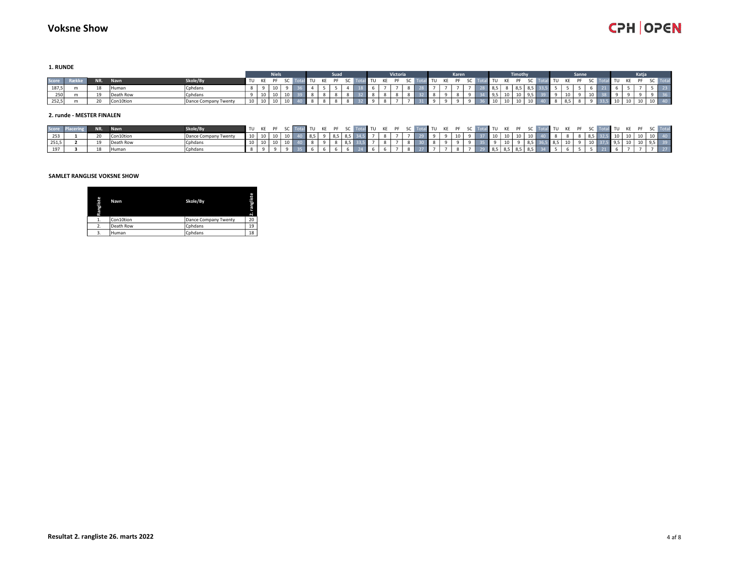# Voksne Show

### 1. RUNDE

| | | | | | Niels | | | | | Suad | | | | | Victoria | | | | | Karen | | | | | Timothy | | | | | Sanne | | | | | Katja | | | | |
|---|---|---|---|---|---|---|---|---|---|---|---|---|---|---|---|---|---|---|---|---|---|---|---|---|---|---|---|---|---|---|---|---|---|---|---|---|---|---|---|
| Score | Række | NR. | Navn | Skole/By | TU | KE | PF | SC | Total | TU | KE | PF | SC | Total | TU | KE | PF | SC | Total | TU | KE | PF | SC | Total | TU | KE | PF | SC | Total | TU | KE | PF | SC | Total | TU | KE | PF | SC | Total |
| 187,5 | m | 18 | Human | Cphdans | 8 | 9 | 10 | 9 | 36 | 4 | 5 | 5 | 4 | 18 | 6 | 7 | 7 | 8 | 28 | 7 | 7 | 7 | 7 | 28 | 8,5 | 8 | 8,5 | 8,5 | 33,5 | 5 | 5 | 5 | 6 | 21 | 6 | 5 | 7 | 5 | 23 |
| 250 | m | 19 | Death Row | Cphdans | 9 | 10 | 10 | 10 | 39 | 8 | 8 | 8 | 8 | 32 | 8 | 8 | 8 | 8 | 32 | 8 | 9 | 8 | 9 | 34 | 9,5 | 10 | 10 | 9,5 | 39 | 9 | 10 | 9 | 10 | 38 | 9 | 9 | 9 | 9 | 36 |
| 252,5 | m | 20 | Con10tion | Dance Company Twenty | 10 | 10 | 10 | 10 | 40 | 8 | 8 | 8 | 8 | 32 | 9 | 8 | 7 | 7 | 31 | 9 | 9 | 9 | 9 | 36 | 10 | 10 | 10 | 10 | 40 | 8 | 8,5 | 8 | 9 | 33,5 | 10 | 10 | 10 | 10 | 40 |

### 2. runde - MESTER FINALEN

| Score | Placering | NR. | Navn | Skole/By | TU | KE | PF | SC | Total | TU | KE | PF | SC | Total | TU | KE | PF | SC | Total | TU | KE | PF | SC | Total | TU | KE | PF | SC | Total | TU | KE | PF | SC | Total | TU | KE | PF | SC | Total |
|---|---|---|---|---|---|---|---|---|---|---|---|---|---|---|---|---|---|---|---|---|---|---|---|---|---|---|---|---|---|---|---|---|---|---|---|---|---|---|---|
| 253 | **1** | 20 | Con10tion | Dance Company Twenty | 10 | 10 | 10 | 10 | 40 | 8,5 | 9 | 8,5 | 8,5 | 34,5 | 7 | 8 | 7 | 7 | 29 | 9 | 9 | 10 | 9 | 37 | 10 | 10 | 10 | 10 | 40 | 8 | 8 | 8 | 8,5 | 32,5 | 10 | 10 | 10 | 10 | 40 |
| 251,5 | **2** | 19 | Death Row | Cphdans | 10 | 10 | 10 | 10 | 40 | 8 | 9 | 8 | 8,5 | 33,5 | 7 | 8 | 7 | 8 | 30 | 8 | 9 | 9 | 9 | 35 | 9 | 10 | 9 | 8,5 | 36,5 | 8,5 | 10 | 9 | 10 | 37,5 | 9,5 | 10 | 10 | 9,5 | 39 |
| 197 | **3** | 18 | Human | Cphdans | 8 | 9 | 9 | 9 | 35 | 6 | 6 | 6 | 6 | 24 | 6 | 6 | 7 | 8 | 27 | 7 | 7 | 8 | 7 | 29 | 8,5 | 8,5 | 8,5 | 8,5 | 34 | 5 | 6 | 5 | 5 | 21 | 6 | 7 | 7 | 7 | 27 |

### SAMLET RANGLISTE VOKSNE SHOW

| Rangliste | Navn | Skole/By | 2. rangliste |
|---|---|---|---|
| 1. | Con10tion | Dance Company Twenty | 20 |
| 2. | Death Row | Cphdans | 19 |
| 3. | Human | Cphdans | 18 |

**Resultat 2. rangliste 26. marts 2022**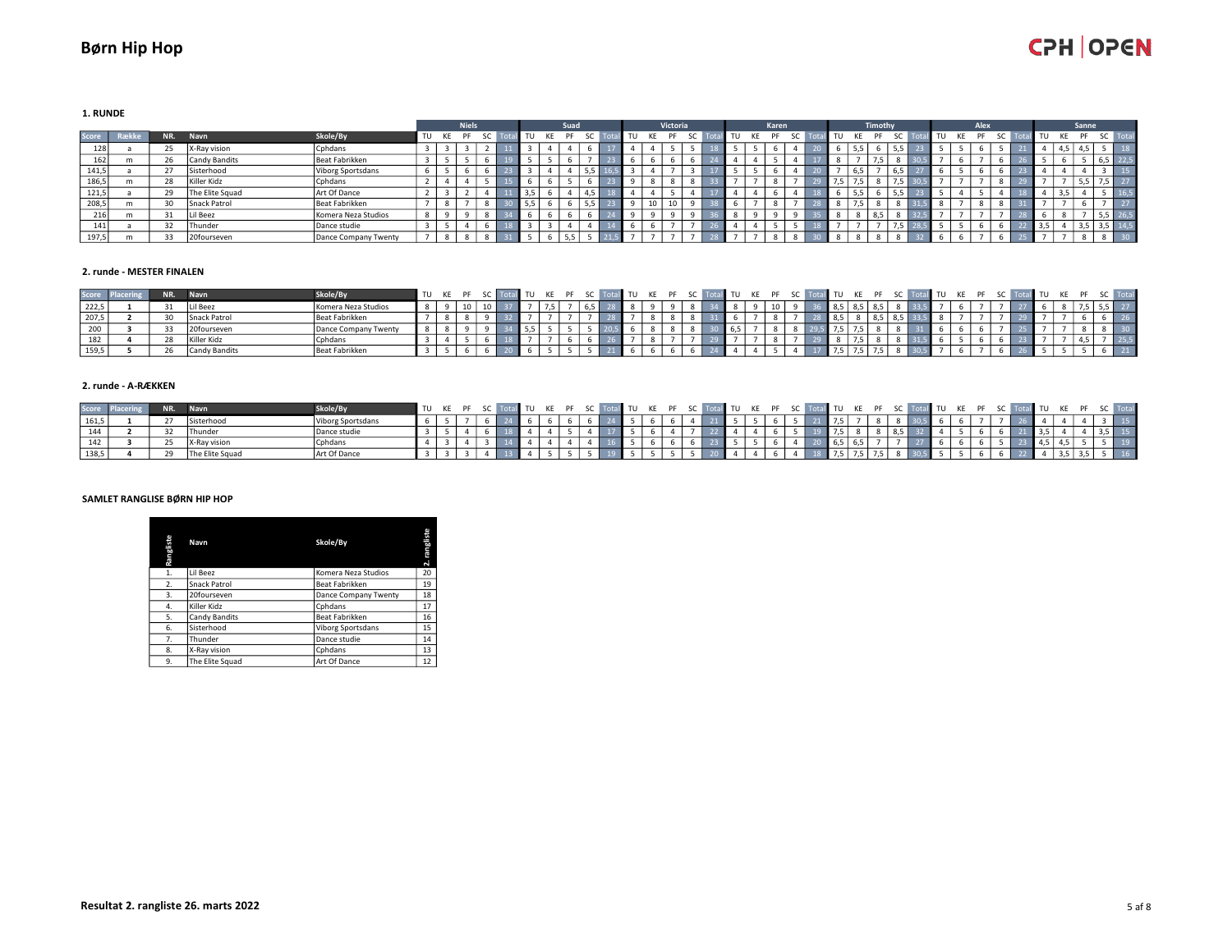# Børn Hip Hop

### 1. RUNDE

| Score | Række | NR. | Navn | Skole/By | Niels | | | | | Suad | | | | | Victoria | | | | | Karen | | | | | Timothy | | | | | Alex | | | | | Sanne | | | | |
|---|---|---|---|---|---|---|---|---|---|---|---|---|---|---|---|---|---|---|---|---|---|---|---|---|---|---|---|---|---|---|---|---|---|---|---|---|---|---|---|
| | | | | | TU | KE | PF | SC | Total | TU | KE | PF | SC | Total | TU | KE | PF | SC | Total | TU | KE | PF | SC | Total | TU | KE | PF | SC | Total | TU | KE | PF | SC | Total | TU | KE | PF | SC | Total |
| 128 | a | 25 | X-Ray vision | Cphdans | 3 | 3 | 3 | 2 | 11 | 3 | 4 | 4 | 6 | 17 | 4 | 4 | 5 | 5 | 18 | 5 | 5 | 6 | 4 | 20 | 6 | 5,5 | 6 | 5,5 | 23 | 5 | 5 | 6 | 5 | 21 | 4 | 4,5 | 4,5 | 5 | 18 |
| 162 | m | 26 | Candy Bandits | Beat Fabrikken | 3 | 5 | 5 | 6 | 19 | 5 | 5 | 6 | 7 | 23 | 6 | 6 | 6 | 6 | 24 | 4 | 4 | 5 | 4 | 17 | 8 | 7 | 7,5 | 8 | 30,5 | 7 | 6 | 7 | 6 | 26 | 5 | 6 | 5 | 6,5 | 22,5 |
| 141,5 | a | 27 | Sisterhood | Viborg Sportsdans | 6 | 5 | 6 | 6 | 23 | 3 | 4 | 4 | 5,5 | 16,5 | 3 | 4 | 7 | 3 | 17 | 5 | 5 | 6 | 4 | 20 | 7 | 6,5 | 7 | 6,5 | 27 | 6 | 5 | 6 | 6 | 23 | 4 | 4 | 4 | 3 | 15 |
| 186,5 | m | 28 | Killer Kidz | Cphdans | 2 | 4 | 4 | 5 | 15 | 6 | 6 | 5 | 6 | 23 | 9 | 8 | 8 | 8 | 33 | 7 | 7 | 8 | 7 | 29 | 7,5 | 7,5 | 8 | 7,5 | 30,5 | 7 | 7 | 7 | 8 | 29 | 7 | 7 | 5,5 | 7,5 | 27 |
| 121,5 | a | 29 | The Elite Squad | Art Of Dance | 2 | 3 | 2 | 4 | 11 | 3,5 | 6 | 4 | 4,5 | 18 | 4 | 4 | 5 | 4 | 17 | 4 | 4 | 6 | 4 | 18 | 6 | 5,5 | 6 | 5,5 | 23 | 5 | 4 | 5 | 4 | 18 | 4 | 3,5 | 4 | 5 | 16,5 |
| 208,5 | m | 30 | Snack Patrol | Beat Fabrikken | 7 | 8 | 7 | 8 | 30 | 5,5 | 6 | 6 | 5,5 | 23 | 9 | 10 | 10 | 9 | 38 | 6 | 7 | 8 | 7 | 28 | 8 | 7,5 | 8 | 8 | 31,5 | 8 | 7 | 8 | 8 | 31 | 7 | 7 | 6 | 7 | 27 |
| 216 | m | 31 | Lil Beez | Komera Neza Studios | 8 | 9 | 9 | 8 | 34 | 6 | 6 | 6 | 6 | 24 | 9 | 9 | 9 | 9 | 36 | 8 | 9 | 9 | 9 | 35 | 8 | 8 | 8,5 | 8 | 32,5 | 7 | 7 | 7 | 7 | 28 | 6 | 8 | 7 | 5,5 | 26,5 |
| 141 | a | 32 | Thunder | Dance studie | 3 | 5 | 4 | 6 | 18 | 3 | 3 | 4 | 4 | 14 | 6 | 6 | 7 | 7 | 26 | 4 | 4 | 5 | 5 | 18 | 7 | 7 | 7 | 7,5 | 28,5 | 5 | 5 | 6 | 6 | 22 | 3,5 | 4 | 3,5 | 3,5 | 14,5 |
| 197,5 | m | 33 | 20fourseven | Dance Company Twenty | 7 | 8 | 8 | 8 | 31 | 5 | 6 | 5,5 | 5 | 21,5 | 7 | 7 | 7 | 7 | 28 | 7 | 7 | 8 | 8 | 30 | 8 | 8 | 8 | 8 | 32 | 6 | 6 | 7 | 6 | 25 | 7 | 7 | 8 | 8 | 30 |

### 2. runde - MESTER FINALEN

| Score | Placering | NR. | Navn | Skole/By | TU | KE | PF | SC | Total | TU | KE | PF | SC | Total | TU | KE | PF | SC | Total | TU | KE | PF | SC | Total | TU | KE | PF | SC | Total | TU | KE | PF | SC | Total | TU | KE | PF | SC | Total |
|---|---|---|---|---|---|---|---|---|---|---|---|---|---|---|---|---|---|---|---|---|---|---|---|---|---|---|---|---|---|---|---|---|---|---|---|---|---|---|---|
| 222,5 | 1 | 31 | Lil Beez | Komera Neza Studios | 8 | 9 | 10 | 10 | 37 | 7 | 7,5 | 7 | 6,5 | 28 | 8 | 9 | 9 | 8 | 34 | 8 | 9 | 10 | 9 | 36 | 8,5 | 8,5 | 8,5 | 8 | 33,5 | 7 | 6 | 7 | 7 | 27 | 6 | 8 | 7,5 | 5,5 | 27 |
| 207,5 | 2 | 30 | Snack Patrol | Beat Fabrikken | 7 | 8 | 8 | 9 | 32 | 7 | 7 | 7 | 7 | 28 | 7 | 8 | 8 | 8 | 31 | 6 | 7 | 8 | 7 | 28 | 8,5 | 8 | 8,5 | 8,5 | 33,5 | 8 | 7 | 7 | 7 | 29 | 7 | 7 | 6 | 6 | 26 |
| 200 | 3 | 33 | 20fourseven | Dance Company Twenty | 8 | 8 | 9 | 9 | 34 | 5,5 | 5 | 5 | 5 | 20,5 | 6 | 8 | 8 | 8 | 30 | 6,5 | 7 | 8 | 8 | 29,5 | 7,5 | 7,5 | 8 | 8 | 31 | 6 | 6 | 6 | 7 | 25 | 7 | 7 | 8 | 8 | 30 |
| 182 | 4 | 28 | Killer Kidz | Cphdans | 3 | 4 | 5 | 6 | 18 | 7 | 7 | 6 | 6 | 26 | 7 | 8 | 7 | 7 | 29 | 7 | 7 | 8 | 7 | 29 | 8 | 7,5 | 8 | 8 | 31,5 | 6 | 5 | 6 | 6 | 23 | 7 | 7 | 4,5 | 7 | 25,5 |
| 159,5 | 5 | 26 | Candy Bandits | Beat Fabrikken | 3 | 5 | 6 | 6 | 20 | 6 | 5 | 5 | 5 | 21 | 6 | 6 | 6 | 6 | 24 | 4 | 4 | 5 | 4 | 17 | 7,5 | 7,5 | 7,5 | 8 | 30,5 | 7 | 6 | 7 | 6 | 26 | 5 | 5 | 5 | 6 | 21 |

### 2. runde - A-RÆKKEN

| Score | Placering | NR. | Navn | Skole/By | TU | KE | PF | SC | Total | TU | KE | PF | SC | Total | TU | KE | PF | SC | Total | TU | KE | PF | SC | Total | TU | KE | PF | SC | Total | TU | KE | PF | SC | Total | TU | KE | PF | SC | Total |
|---|---|---|---|---|---|---|---|---|---|---|---|---|---|---|---|---|---|---|---|---|---|---|---|---|---|---|---|---|---|---|---|---|---|---|---|---|---|---|---|
| 161,5 | 1 | 27 | Sisterhood | Viborg Sportsdans | 6 | 5 | 7 | 6 | 24 | 6 | 6 | 6 | 6 | 24 | 5 | 6 | 6 | 4 | 21 | 5 | 5 | 6 | 5 | 21 | 7,5 | 7 | 8 | 8 | 30,5 | 6 | 6 | 7 | 7 | 26 | 4 | 4 | 4 | 3 | 15 |
| 144 | 2 | 32 | Thunder | Dance studie | 3 | 5 | 4 | 6 | 18 | 4 | 4 | 5 | 4 | 17 | 5 | 6 | 4 | 7 | 22 | 4 | 4 | 6 | 5 | 19 | 7,5 | 8 | 8 | 8,5 | 32 | 4 | 5 | 6 | 6 | 21 | 3,5 | 4 | 4 | 3,5 | 15 |
| 142 | 3 | 25 | X-Ray vision | Cphdans | 4 | 3 | 4 | 3 | 14 | 4 | 4 | 4 | 4 | 16 | 5 | 6 | 6 | 6 | 23 | 5 | 5 | 6 | 4 | 20 | 6,5 | 6,5 | 7 | 7 | 27 | 6 | 6 | 6 | 5 | 23 | 4,5 | 4,5 | 5 | 5 | 19 |
| 138,5 | 4 | 29 | The Elite Squad | Art Of Dance | 3 | 3 | 3 | 4 | 13 | 4 | 5 | 5 | 5 | 19 | 5 | 5 | 5 | 5 | 20 | 4 | 4 | 6 | 4 | 18 | 7,5 | 7,5 | 7,5 | 8 | 30,5 | 5 | 5 | 6 | 6 | 22 | 4 | 3,5 | 3,5 | 5 | 16 |

### SAMLET RANGLISTE BØRN HIP HOP

| Rangliste | Navn | Skole/By | 2. rangliste |
|---|---|---|---|
| 1. | Lil Beez | Komera Neza Studios | 20 |
| 2. | Snack Patrol | Beat Fabrikken | 19 |
| 3. | 20fourseven | Dance Company Twenty | 18 |
| 4. | Killer Kidz | Cphdans | 17 |
| 5. | Candy Bandits | Beat Fabrikken | 16 |
| 6. | Sisterhood | Viborg Sportsdans | 15 |
| 7. | Thunder | Dance studie | 14 |
| 8. | X-Ray vision | Cphdans | 13 |
| 9. | The Elite Squad | Art Of Dance | 12 |

**Resultat 2. rangliste 26. marts 2022**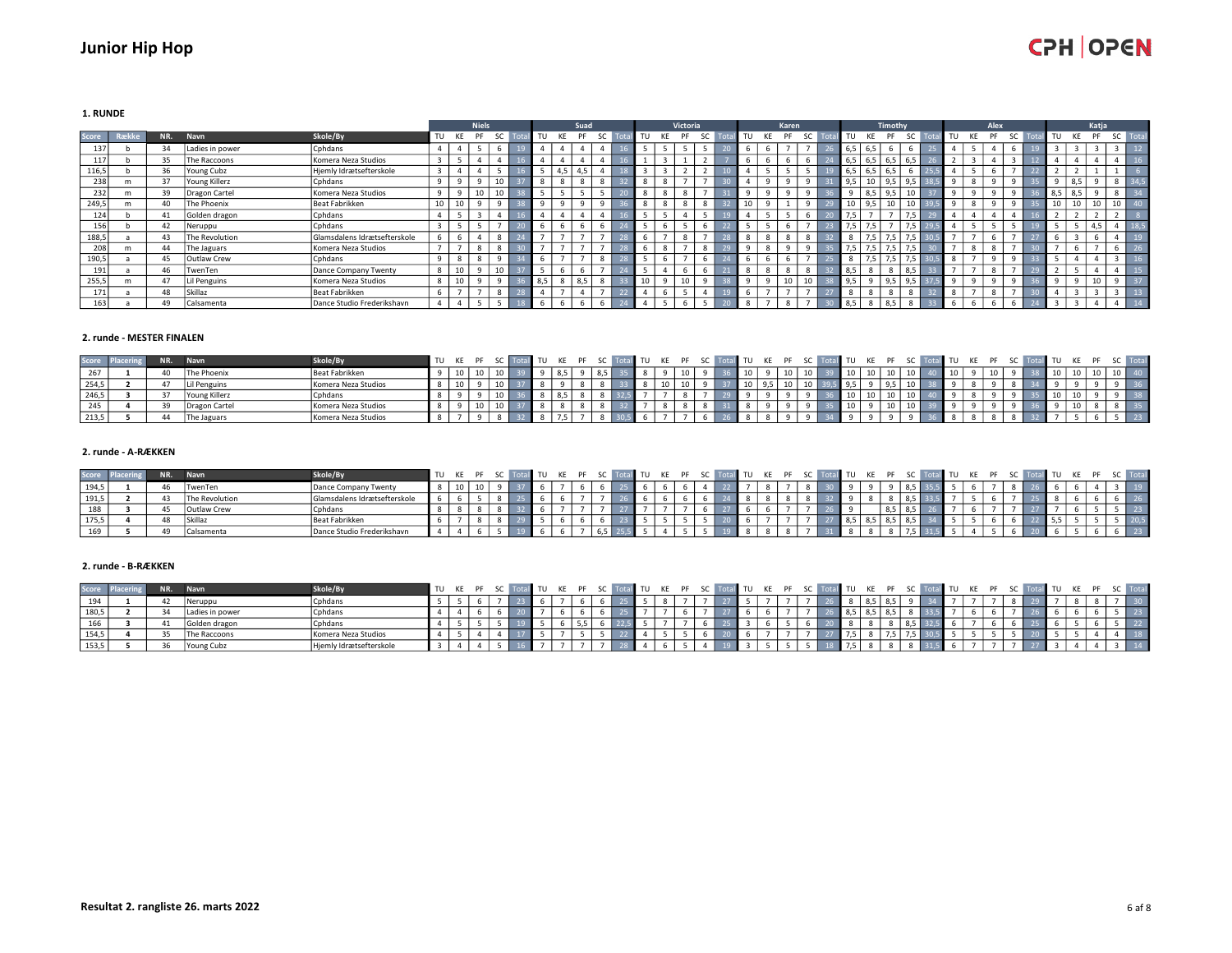# Junior Hip Hop

### 1. RUNDE

| | | | | | Niels | | | | | Suad | | | | | Victoria | | | | | Karen | | | | | Timothy | | | | | Alex | | | | | Katja | | | | |
|---|---|---|---|---|---|---|---|---|---|---|---|---|---|---|---|---|---|---|---|---|---|---|---|---|---|---|---|---|---|---|---|---|---|---|---|---|---|---|---|
| **Score** | **Række** | **NR.** | **Navn** | **Skole/By** | TU | KE | PF | SC | Total | TU | KE | PF | SC | Total | TU | KE | PF | SC | Total | TU | KE | PF | SC | Total | TU | KE | PF | SC | Total | TU | KE | PF | SC | Total | TU | KE | PF | SC | Total |
| 137 | b | 34 | Ladies in power | Cphdans | 4 | 4 | 5 | 6 | 19 | 4 | 4 | 4 | 4 | 16 | 5 | 5 | 5 | 5 | 20 | 6 | 6 | 7 | 7 | 26 | 6,5 | 6,5 | 6 | 6 | 25 | 4 | 5 | 4 | 6 | 19 | 3 | 3 | 3 | 3 | 12 |
| 117 | b | 35 | The Raccoons | Komera Neza Studios | 3 | 5 | 4 | 4 | 16 | 4 | 4 | 4 | 4 | 16 | 1 | 3 | 1 | 2 | 7 | 6 | 6 | 6 | 6 | 24 | 6,5 | 6,5 | 6,5 | 6,5 | 26 | 2 | 3 | 4 | 3 | 12 | 4 | 4 | 4 | 4 | 16 |
| 116,5 | b | 36 | Young Cubz | Hjemly Idrætsefterskole | 3 | 4 | 4 | 5 | 16 | 5 | 4,5 | 4,5 | 4 | 18 | 3 | 3 | 2 | 2 | 10 | 4 | 5 | 5 | 5 | 19 | 6,5 | 6,5 | 6,5 | 6 | 25,5 | 4 | 5 | 6 | 7 | 22 | 2 | 2 | 1 | 1 | 6 |
| 238 | m | 37 | Young Killerz | Cphdans | 9 | 9 | 9 | 10 | 37 | 8 | 8 | 8 | 8 | 32 | 8 | 8 | 7 | 7 | 30 | 4 | 9 | 9 | 9 | 31 | 9,5 | 10 | 9,5 | 9,5 | 38,5 | 9 | 8 | 9 | 9 | 35 | 9 | 8,5 | 9 | 8 | 34,5 |
| 232 | m | 39 | Dragon Cartel | Komera Neza Studios | 9 | 9 | 10 | 10 | 38 | 5 | 5 | 5 | 5 | 20 | 8 | 8 | 8 | 7 | 31 | 9 | 9 | 9 | 9 | 36 | 9 | 8,5 | 9,5 | 10 | 37 | 9 | 9 | 9 | 9 | 36 | 8,5 | 8,5 | 9 | 8 | 34 |
| 249,5 | m | 40 | The Phoenix | Beat Fabrikken | 10 | 10 | 9 | 9 | 38 | 9 | 9 | 9 | 9 | 36 | 8 | 8 | 8 | 8 | 32 | 10 | 9 | 1 | 9 | 29 | 10 | 9,5 | 10 | 10 | 39,5 | 9 | 8 | 9 | 9 | 35 | 10 | 10 | 10 | 10 | 40 |
| 124 | b | 41 | Golden dragon | Cphdans | 4 | 5 | 3 | 4 | 16 | 4 | 4 | 4 | 4 | 16 | 5 | 5 | 4 | 5 | 19 | 4 | 5 | 5 | 6 | 20 | 7,5 | 7 | 7 | 7,5 | 29 | 4 | 4 | 4 | 4 | 16 | 2 | 2 | 2 | 2 | 8 |
| 156 | b | 42 | Neruppu | Cphdans | 3 | 5 | 5 | 7 | 20 | 6 | 6 | 6 | 6 | 24 | 5 | 6 | 5 | 6 | 22 | 5 | 5 | 6 | 7 | 23 | 7,5 | 7,5 | 7 | 7,5 | 29,5 | 4 | 5 | 5 | 5 | 19 | 5 | 5 | 4,5 | 4 | 18,5 |
| 188,5 | a | 43 | The Revolution | Glamsdalens Idrætsefterskole | 6 | 6 | 4 | 8 | 24 | 7 | 7 | 7 | 7 | 28 | 6 | 7 | 8 | 7 | 28 | 8 | 8 | 8 | 8 | 32 | 8 | 7,5 | 7,5 | 7,5 | 30,5 | 7 | 7 | 6 | 7 | 27 | 6 | 3 | 6 | 4 | 19 |
| 208 | m | 44 | The Jaguars | Komera Neza Studios | 7 | 7 | 8 | 8 | 30 | 7 | 7 | 7 | 7 | 28 | 6 | 8 | 7 | 8 | 29 | 9 | 8 | 9 | 9 | 35 | 7,5 | 7,5 | 7,5 | 7,5 | 30 | 7 | 8 | 8 | 7 | 30 | 7 | 6 | 7 | 6 | 26 |
| 190,5 | a | 45 | Outlaw Crew | Cphdans | 9 | 8 | 8 | 9 | 34 | 6 | 7 | 7 | 8 | 28 | 5 | 6 | 7 | 6 | 24 | 6 | 6 | 6 | 7 | 25 | 8 | 7,5 | 7,5 | 7,5 | 30,5 | 8 | 7 | 9 | 9 | 33 | 5 | 4 | 4 | 3 | 16 |
| 191 | a | 46 | TwenTen | Dance Company Twenty | 8 | 10 | 9 | 10 | 37 | 5 | 6 | 6 | 7 | 24 | 5 | 4 | 6 | 6 | 21 | 8 | 8 | 8 | 8 | 32 | 8,5 | 8 | 8 | 8,5 | 33 | 7 | 7 | 8 | 7 | 29 | 2 | 5 | 4 | 4 | 15 |
| 255,5 | m | 47 | Lil Penguins | Komera Neza Studios | 8 | 10 | 9 | 9 | 36 | 8,5 | 8 | 8,5 | 8 | 33 | 10 | 9 | 10 | 9 | 38 | 9 | 9 | 10 | 10 | 38 | 9,5 | 9 | 9,5 | 9,5 | 37,5 | 9 | 9 | 9 | 9 | 36 | 9 | 9 | 10 | 9 | 37 |
| 171 | a | 48 | Skillaz | Beat Fabrikken | 6 | 7 | 7 | 8 | 28 | 4 | 7 | 4 | 7 | 22 | 4 | 6 | 5 | 4 | 19 | 6 | 7 | 7 | 7 | 27 | 8 | 8 | 8 | 8 | 32 | 8 | 7 | 8 | 7 | 30 | 4 | 3 | 3 | 3 | 13 |
| 163 | a | 49 | Calsamenta | Dance Studio Frederikshavn | 4 | 4 | 5 | 5 | 18 | 6 | 6 | 6 | 6 | 24 | 4 | 5 | 6 | 5 | 20 | 8 | 7 | 8 | 7 | 30 | 8,5 | 8 | 8,5 | 8 | 33 | 6 | 6 | 6 | 6 | 24 | 3 | 3 | 4 | 4 | 14 |

### 2. runde - MESTER FINALEN

| **Score** | **Placering** | **NR.** | **Navn** | **Skole/By** | TU | KE | PF | SC | Total | TU | KE | PF | SC | Total | TU | KE | PF | SC | Total | TU | KE | PF | SC | Total | TU | KE | PF | SC | Total | TU | KE | PF | SC | Total | TU | KE | PF | SC | Total |
|---|---|---|---|---|---|---|---|---|---|---|---|---|---|---|---|---|---|---|---|---|---|---|---|---|---|---|---|---|---|---|---|---|---|---|---|---|---|---|---|
| 267 | 1 | 40 | The Phoenix | Beat Fabrikken | 9 | 10 | 10 | 10 | 39 | 9 | 8,5 | 9 | 8,5 | 35 | 8 | 9 | 10 | 9 | 36 | 10 | 9 | 10 | 10 | 39 | 10 | 10 | 10 | 10 | 40 | 10 | 9 | 10 | 9 | 38 | 10 | 10 | 10 | 10 | 40 |
| 254,5 | 2 | 47 | Lil Penguins | Komera Neza Studios | 8 | 10 | 9 | 10 | 37 | 8 | 9 | 8 | 8 | 33 | 8 | 10 | 10 | 9 | 37 | 10 | 9,5 | 10 | 10 | 39,5 | 9,5 | 9 | 9,5 | 10 | 38 | 9 | 8 | 9 | 8 | 34 | 9 | 9 | 9 | 9 | 36 |
| 246,5 | 3 | 37 | Young Killerz | Cphdans | 8 | 9 | 9 | 10 | 36 | 8 | 8,5 | 8 | 8 | 32,5 | 7 | 7 | 8 | 7 | 29 | 9 | 9 | 9 | 9 | 36 | 10 | 10 | 10 | 10 | 40 | 9 | 8 | 9 | 9 | 35 | 10 | 10 | 9 | 9 | 38 |
| 245 | 4 | 39 | Dragon Cartel | Komera Neza Studios | 8 | 9 | 10 | 10 | 37 | 8 | 8 | 8 | 8 | 32 | 7 | 8 | 8 | 8 | 31 | 8 | 9 | 9 | 9 | 35 | 10 | 9 | 10 | 10 | 39 | 9 | 9 | 9 | 9 | 36 | 9 | 10 | 8 | 8 | 35 |
| 213,5 | 5 | 44 | The Jaguars | Komera Neza Studios | 8 | 7 | 9 | 8 | 32 | 8 | 7,5 | 7 | 8 | 30,5 | 6 | 7 | 7 | 6 | 26 | 8 | 8 | 9 | 9 | 34 | 9 | 9 | 9 | 9 | 36 | 8 | 8 | 8 | 8 | 32 | 7 | 5 | 6 | 5 | 23 |

### 2. runde - A-RÆKKEN

| **Score** | **Placering** | **NR.** | **Navn** | **Skole/By** | TU | KE | PF | SC | Total | TU | KE | PF | SC | Total | TU | KE | PF | SC | Total | TU | KE | PF | SC | Total | TU | KE | PF | SC | Total | TU | KE | PF | SC | Total | TU | KE | PF | SC | Total |
|---|---|---|---|---|---|---|---|---|---|---|---|---|---|---|---|---|---|---|---|---|---|---|---|---|---|---|---|---|---|---|---|---|---|---|---|---|---|---|---|
| 194,5 | 1 | 46 | TwenTen | Dance Company Twenty | 8 | 10 | 10 | 9 | 37 | 6 | 7 | 6 | 6 | 25 | 6 | 6 | 6 | 4 | 22 | 7 | 8 | 7 | 8 | 30 | 9 | 9 | 9 | 8,5 | 35,5 | 5 | 6 | 7 | 8 | 26 | 6 | 6 | 4 | 3 | 19 |
| 191,5 | 2 | 43 | The Revolution | Glamsdalens Idrætsefterskole | 6 | 6 | 5 | 8 | 25 | 6 | 6 | 7 | 7 | 26 | 6 | 6 | 6 | 6 | 24 | 8 | 8 | 8 | 8 | 32 | 9 | 8 | 8 | 8,5 | 33,5 | 7 | 5 | 6 | 7 | 25 | 8 | 6 | 6 | 6 | 26 |
| 188 | 3 | 45 | Outlaw Crew | Cphdans | 8 | 8 | 8 | 8 | 32 | 6 | 7 | 7 | 7 | 27 | 7 | 7 | 7 | 6 | 27 | 6 | 6 | 7 | 7 | 26 | 9 | | 8,5 | 8,5 | 26 | 7 | 6 | 7 | 7 | 27 | 7 | 6 | 5 | 5 | 23 |
| 175,5 | 4 | 48 | Skillaz | Beat Fabrikken | 6 | 7 | 8 | 8 | 29 | 5 | 6 | 6 | 6 | 23 | 5 | 5 | 5 | 5 | 20 | 6 | 7 | 7 | 7 | 27 | 8,5 | 8,5 | 8,5 | 8,5 | 34 | 5 | 5 | 6 | 6 | 22 | 5,5 | 5 | 5 | 5 | 20,5 |
| 169 | 5 | 49 | Calsamenta | Dance Studio Frederikshavn | 4 | 4 | 6 | 5 | 19 | 6 | 6 | 7 | 6,5 | 25,5 | 5 | 4 | 5 | 5 | 19 | 8 | 8 | 8 | 7 | 31 | 8 | 8 | 8 | 7,5 | 31,5 | 5 | 4 | 5 | 6 | 20 | 6 | 5 | 6 | 6 | 23 |

### 2. runde - B-RÆKKEN

| **Score** | **Placering** | **NR.** | **Navn** | **Skole/By** | TU | KE | PF | SC | Total | TU | KE | PF | SC | Total | TU | KE | PF | SC | Total | TU | KE | PF | SC | Total | TU | KE | PF | SC | Total | TU | KE | PF | SC | Total | TU | KE | PF | SC | Total |
|---|---|---|---|---|---|---|---|---|---|---|---|---|---|---|---|---|---|---|---|---|---|---|---|---|---|---|---|---|---|---|---|---|---|---|---|---|---|---|---|
| 194 | 1 | 42 | Neruppu | Cphdans | 5 | 5 | 6 | 7 | 23 | 6 | 7 | 6 | 6 | 25 | 5 | 8 | 7 | 7 | 27 | 5 | 7 | 7 | 7 | 26 | 8 | 8,5 | 8,5 | 9 | 34 | 7 | 7 | 7 | 8 | 29 | 7 | 8 | 8 | 7 | 30 |
| 180,5 | 2 | 34 | Ladies in power | Cphdans | 4 | 4 | 6 | 6 | 20 | 7 | 6 | 6 | 6 | 25 | 7 | 7 | 6 | 7 | 27 | 6 | 6 | 7 | 7 | 26 | 8,5 | 8,5 | 8,5 | 8 | 33,5 | 7 | 6 | 6 | 7 | 26 | 6 | 6 | 6 | 5 | 23 |
| 166 | 3 | 41 | Golden dragon | Cphdans | 4 | 5 | 5 | 5 | 19 | 5 | 6 | 5,5 | 6 | 22,5 | 5 | 7 | 7 | 6 | 25 | 3 | 6 | 5 | 6 | 20 | 8 | 8 | 8 | 8,5 | 32,5 | 6 | 7 | 6 | 6 | 25 | 6 | 5 | 6 | 5 | 22 |
| 154,5 | 4 | 35 | The Raccoons | Komera Neza Studios | 4 | 5 | 4 | 4 | 17 | 5 | 7 | 5 | 5 | 22 | 4 | 5 | 5 | 6 | 20 | 6 | 7 | 7 | 7 | 27 | 7,5 | 8 | 7,5 | 7,5 | 30,5 | 5 | 5 | 5 | 5 | 20 | 4 | 6 | 4 | 4 | 18 |
| 153,5 | 5 | 36 | Young Cubz | Hjemly Idrætsefterskole | 3 | 4 | 4 | 5 | 16 | 7 | 7 | 7 | 7 | 28 | 4 | 6 | 5 | 4 | 19 | 3 | 5 | 5 | 5 | 18 | 7,5 | 8 | 8 | 8 | 31,5 | 6 | 7 | 7 | 7 | 27 | 3 | 4 | 4 | 3 | 14 |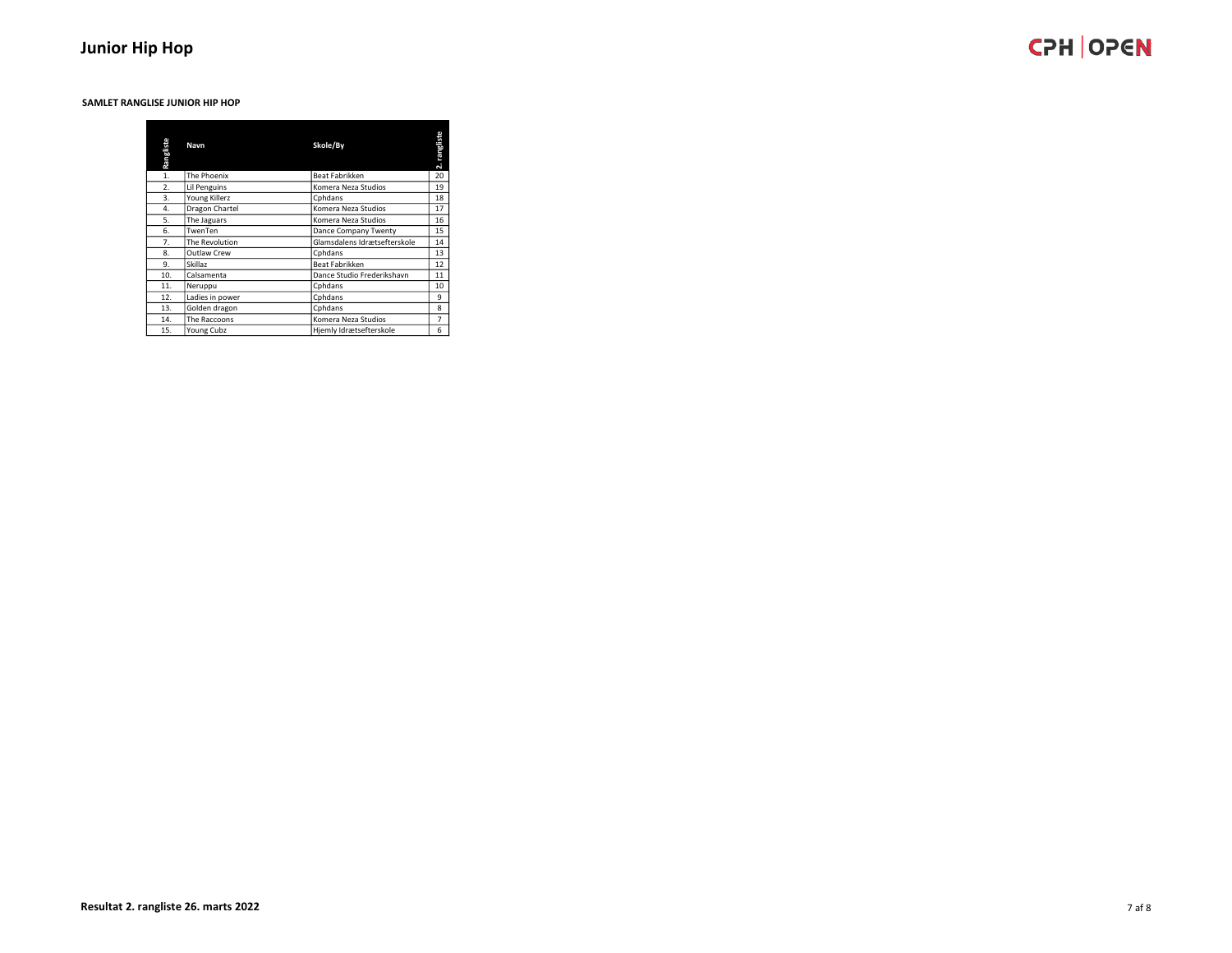# Junior Hip Hop

**SAMLET RANGLISTE JUNIOR HIP HOP**

| Rangliste | Navn | Skole/By | 2. rangliste |
|---|---|---|---|
| 1. | The Phoenix | Beat Fabrikken | 20 |
| 2. | Lil Penguins | Komera Neza Studios | 19 |
| 3. | Young Killerz | Cphdans | 18 |
| 4. | Dragon Chartel | Komera Neza Studios | 17 |
| 5. | The Jaguars | Komera Neza Studios | 16 |
| 6. | TwenTen | Dance Company Twenty | 15 |
| 7. | The Revolution | Glamsdalens Idrætsefterskole | 14 |
| 8. | Outlaw Crew | Cphdans | 13 |
| 9. | Skillaz | Beat Fabrikken | 12 |
| 10. | Calsamenta | Dance Studio Frederikshavn | 11 |
| 11. | Neruppu | Cphdans | 10 |
| 12. | Ladies in power | Cphdans | 9 |
| 13. | Golden dragon | Cphdans | 8 |
| 14. | The Raccoons | Komera Neza Studios | 7 |
| 15. | Young Cubz | Hjemly Idrætsefterskole | 6 |

**Resultat 2. rangliste 26. marts 2022**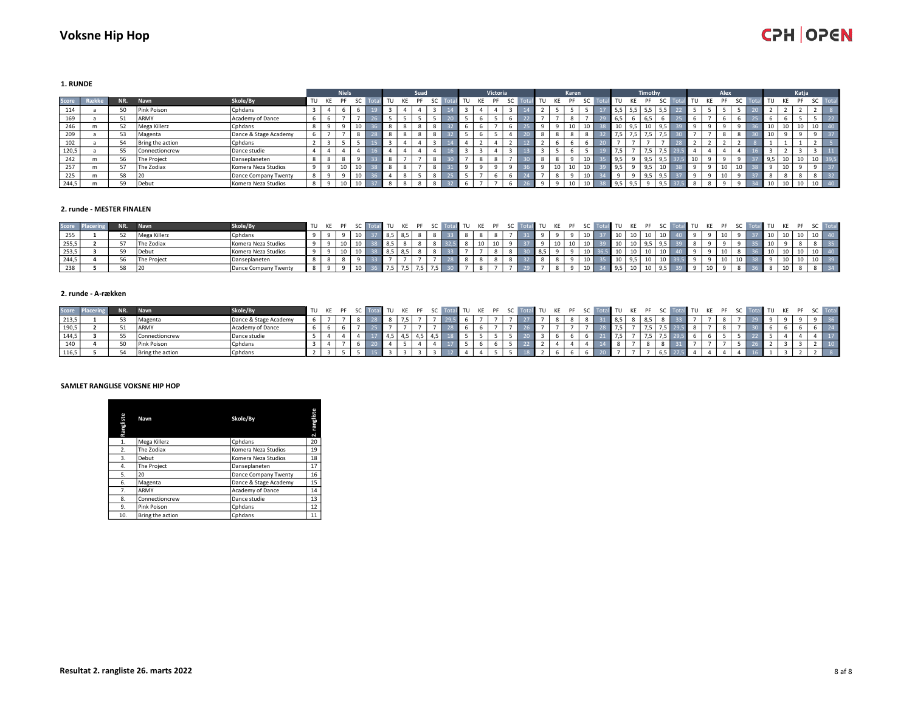# Voksne Hip Hop

CPH OPEN

### 1. RUNDE

| Score | Række | NR. | Navn | Skole/By | Niels TU | KE | PF | SC | Total | Suad TU | KE | PF | SC | Total | Victoria TU | KE | PF | SC | Total | Karen TU | KE | PF | SC | Total | Timothy TU | KE | PF | SC | Total | Alex TU | KE | PF | SC | Total | Katja TU | KE | PF | SC | Total |
|---|---|---|---|---|---|---|---|---|---|---|---|---|---|---|---|---|---|---|---|---|---|---|---|---|---|---|---|---|---|---|---|---|---|---|---|---|---|---|---|
| 114 | a | 50 | Pink Poison | Cphdans | 3 | 4 | 6 | 6 | 19 | 3 | 4 | 4 | 3 | 14 | 3 | 4 | 4 | 3 | 14 | 2 | 5 | 5 | 5 | 17 | 5,5 | 5,5 | 5,5 | 5,5 | 22 | 5 | 5 | 5 | 5 | 20 | 2 | 2 | 2 | 2 | 8 |
| 169 | a | 51 | ARMY | Academy of Dance | 6 | 6 | 7 | 7 | 26 | 5 | 5 | 5 | 5 | 20 | 5 | 6 | 5 | 6 | 22 | 7 | 7 | 8 | 7 | 29 | 6,5 | 6 | 6,5 | 6 | 25 | 6 | 7 | 6 | 6 | 25 | 6 | 6 | 5 | 5 | 22 |
| 246 | m | 52 | Mega Killerz | Cphdans | 8 | 9 | 9 | 10 | 36 | 8 | 8 | 8 | 8 | 32 | 6 | 6 | 7 | 6 | 25 | 9 | 9 | 10 | 10 | 38 | 10 | 9,5 | 10 | 9,5 | 39 | 9 | 9 | 9 | 9 | 36 | 10 | 10 | 10 | 10 | 40 |
| 209 | a | 53 | Magenta | Dance & Stage Academy | 6 | 7 | 7 | 8 | 28 | 8 | 8 | 8 | 8 | 32 | 5 | 6 | 5 | 4 | 20 | 8 | 8 | 8 | 8 | 32 | 7,5 | 7,5 | 7,5 | 7,5 | 30 | 7 | 7 | 8 | 8 | 30 | 10 | 9 | 9 | 9 | 37 |
| 102 | a | 54 | Bring the action | Cphdans | 2 | 3 | 5 | 5 | 15 | 3 | 4 | 4 | 3 | 14 | 4 | 2 | 4 | 2 | 12 | 2 | 6 | 6 | 6 | 20 | 7 | 7 | 7 | 7 | 28 | 2 | 2 | 2 | 2 | 8 | 1 | 1 | 1 | 2 | 5 |
| 120,5 | a | 55 | Connectioncrew | Dance studie | 4 | 4 | 4 | 4 | 16 | 4 | 4 | 4 | 4 | 16 | 3 | 3 | 4 | 3 | 13 | 3 | 5 | 6 | 5 | 19 | 7,5 | 7 | 7,5 | 7,5 | 29,5 | 4 | 4 | 4 | 4 | 16 | 3 | 2 | 3 | 3 | 11 |
| 242 | m | 56 | The Project | Danseplaneten | 8 | 8 | 8 | 9 | 33 | 8 | 7 | 7 | 8 | 30 | 7 | 8 | 8 | 7 | 30 | 8 | 8 | 9 | 10 | 35 | 9,5 | 9 | 9,5 | 9,5 | 37,5 | 10 | 9 | 9 | 9 | 37 | 9,5 | 10 | 10 | 10 | 39,5 |
| 257 | m | 57 | The Zodiax | Komera Neza Studios | 9 | 9 | 10 | 10 | 38 | 8 | 8 | 7 | 8 | 31 | 9 | 9 | 9 | 9 | 36 | 9 | 10 | 10 | 10 | 39 | 9,5 | 9 | 9,5 | 10 | 38 | 9 | 9 | 10 | 10 | 38 | 9 | 10 | 9 | 9 | 37 |
| 225 | m | 58 | 20 | Dance Company Twenty | 8 | 9 | 9 | 10 | 36 | 4 | 8 | 5 | 8 | 25 | 5 | 7 | 6 | 6 | 24 | 7 | 8 | 9 | 10 | 34 | 9 | 9 | 9,5 | 9,5 | 37 | 9 | 9 | 10 | 9 | 37 | 8 | 8 | 8 | 8 | 32 |
| 244,5 | m | 59 | Debut | Komera Neza Studios | 8 | 9 | 10 | 10 | 37 | 8 | 8 | 8 | 8 | 32 | 6 | 7 | 7 | 6 | 26 | 9 | 9 | 10 | 10 | 38 | 9,5 | 9,5 | 9 | 9,5 | 37,5 | 8 | 8 | 9 | 9 | 34 | 10 | 10 | 10 | 10 | 40 |

### 2. runde - MESTER FINALEN

| Score | Placering | NR. | Navn | Skole/By | TU | KE | PF | SC | Total | TU | KE | PF | SC | Total | TU | KE | PF | SC | Total | TU | KE | PF | SC | Total | TU | KE | PF | SC | Total | TU | KE | PF | SC | Total | TU | KE | PF | SC | Total |
|---|---|---|---|---|---|---|---|---|---|---|---|---|---|---|---|---|---|---|---|---|---|---|---|---|---|---|---|---|---|---|---|---|---|---|---|---|---|---|---|
| 255 | 1 | 52 | Mega Killerz | Cphdans | 9 | 9 | 9 | 10 | 37 | 8,5 | 8,5 | 8 | 8 | 33 | 8 | 8 | 8 | 7 | 31 | 9 | 9 | 9 | 10 | 37 | 10 | 10 | 10 | 10 | 40 | 9 | 9 | 10 | 9 | 37 | 10 | 10 | 10 | 10 | 40 |
| 255,5 | 2 | 57 | The Zodiax | Komera Neza Studios | 9 | 9 | 10 | 10 | 38 | 8,5 | 8 | 8 | 8 | 32,5 | 8 | 10 | 10 | 9 | 37 | 9 | 10 | 10 | 10 | 39 | 10 | 10 | 9,5 | 9,5 | 39 | 8 | 9 | 9 | 9 | 35 | 10 | 9 | 8 | 8 | 35 |
| 253,5 | 3 | 59 | Debut | Komera Neza Studios | 9 | 9 | 10 | 10 | 38 | 8,5 | 8,5 | 8 | 8 | 33 | 7 | 7 | 8 | 8 | 30 | 8,5 | 9 | 9 | 10 | 36,5 | 10 | 10 | 10 | 10 | 40 | 9 | 9 | 10 | 8 | 36 | 10 | 10 | 10 | 10 | 40 |
| 244,5 | 4 | 56 | The Project | Danseplaneten | 8 | 8 | 8 | 9 | 33 | 7 | 7 | 7 | 7 | 28 | 8 | 8 | 8 | 8 | 32 | 8 | 8 | 9 | 10 | 35 | 10 | 9,5 | 10 | 10 | 39,5 | 9 | 9 | 10 | 10 | 38 | 9 | 10 | 10 | 10 | 39 |
| 238 | 5 | 58 | 20 | Dance Company Twenty | 8 | 9 | 9 | 10 | 36 | 7,5 | 7,5 | 7,5 | 7,5 | 30 | 7 | 8 | 7 | 7 | 29 | 7 | 8 | 9 | 10 | 34 | 9,5 | 10 | 10 | 9,5 | 39 | 9 | 10 | 9 | 8 | 36 | 8 | 10 | 8 | 8 | 34 |

### 2. runde - A-rækken

| Score | Placering | NR. | Navn | Skole/By | TU | KE | PF | SC | Total | TU | KE | PF | SC | Total | TU | KE | PF | SC | Total | TU | KE | PF | SC | Total | TU | KE | PF | SC | Total | TU | KE | PF | SC | Total | TU | KE | PF | SC | Total |
|---|---|---|---|---|---|---|---|---|---|---|---|---|---|---|---|---|---|---|---|---|---|---|---|---|---|---|---|---|---|---|---|---|---|---|---|---|---|---|---|
| 213,5 | 1 | 53 | Magenta | Dance & Stage Academy | 6 | 7 | 7 | 8 | 28 | 8 | 7,5 | 7 | 7 | 29,5 | 6 | 7 | 7 | 7 | 27 | 7 | 8 | 8 | 8 | 31 | 8,5 | 8 | 8,5 | 8 | 33 | 7 | 7 | 8 | 7 | 29 | 9 | 9 | 9 | 9 | 36 |
| 190,5 | 2 | 51 | ARMY | Academy of Dance | 6 | 6 | 6 | 7 | 25 | 7 | 7 | 7 | 7 | 28 | 6 | 6 | 7 | 7 | 26 | 7 | 7 | 7 | 7 | 28 | 7,5 | 7 | 7,5 | 7,5 | 29,5 | 8 | 7 | 8 | 7 | 30 | 6 | 6 | 6 | 6 | 24 |
| 144,5 | 3 | 55 | Connectioncrew | Dance studie | 5 | 4 | 4 | 4 | 17 | 4,5 | 4,5 | 4,5 | 4,5 | 18 | 5 | 5 | 5 | 5 | 20 | 3 | 6 | 6 | 6 | 21 | 7,5 | 7 | 7,5 | 7,5 | 29,5 | 6 | 6 | 5 | 5 | 22 | 5 | 4 | 4 | 4 | 17 |
| 140 | 4 | 50 | Pink Poison | Cphdans | 3 | 4 | 7 | 6 | 20 | 4 | 5 | 4 | 4 | 17 | 5 | 6 | 6 | 5 | 22 | 2 | 4 | 4 | 4 | 14 | 8 | 7 | 8 | 8 | 31 | 7 | 7 | 7 | 5 | 26 | 2 | 3 | 3 | 2 | 10 |
| 116,5 | 5 | 54 | Bring the action | Cphdans | 2 | 3 | 5 | 5 | 15 | 3 | 3 | 3 | 3 | 12 | 4 | 4 | 5 | 5 | 18 | 2 | 6 | 6 | 6 | 20 | 7 | 7 | 7 | 6,5 | 27,5 | 4 | 4 | 4 | 4 | 16 | 1 | 3 | 2 | 2 | 8 |

### SAMLET RANGLISTE VOKSNE HIP HOP

| Rangliste | Navn | Skole/By | 2. rangliste |
|---|---|---|---|
| 1. | Mega Killerz | Cphdans | 20 |
| 2. | The Zodiax | Komera Neza Studios | 19 |
| 3. | Debut | Komera Neza Studios | 18 |
| 4. | The Project | Danseplaneten | 17 |
| 5. | 20 | Dance Company Twenty | 16 |
| 6. | Magenta | Dance & Stage Academy | 15 |
| 7. | ARMY | Academy of Dance | 14 |
| 8. | Connectioncrew | Dance studie | 13 |
| 9. | Pink Poison | Cphdans | 12 |
| 10. | Bring the action | Cphdans | 11 |

Resultat 2. rangliste 26. marts 2022